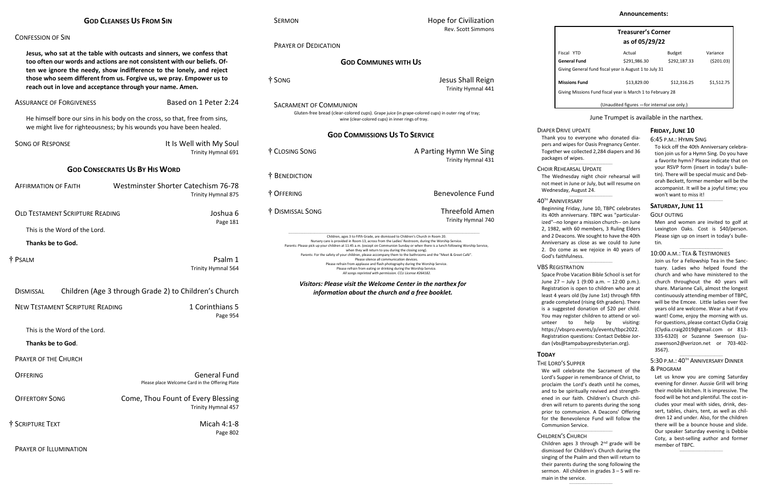## God Cleanses Us From Sin

Confession of Sin

**Jesus, who sat at the table with outcasts and sinners, we confess that too often our words and actions are not consistent with our beliefs. Often we ignore the needy, show indifference to the lonely, and reject those who seem different from us. Forgive us, we pray. Empower us to reach out in love and acceptance through your name. Amen.**

Assurance of Forgiveness — Based on 1 Peter 2:24

He himself bore our sins in his body on the cross, so that, free from sins, we might live for righteousness; by his wounds you have been healed.

Song of Response — It Is Well with My Soul, Trinity Hymnal 691

## God Consecrates Us By His Word

Affirmation of Faith — Westminster Shorter Catechism 76-78, Trinity Hymnal 875

Old Testament Scripture Reading — Joshua 6, Page 181

This is the Word of the Lord.

**Thanks be to God.**

† Psalm — Psalm 1, Trinity Hymnal 564

Dismissal — Children (Age 3 through Grade 2) to Children's Church

New Testament Scripture Reading — 1 Corinthians 5, Page 954

This is the Word of the Lord.

**Thanks be to God**.

Prayer of the Church

Offering — General Fund
Please place Welcome Card in the Offering Plate

Offertory Song — Come, Thou Fount of Every Blessing, Trinity Hymnal 457

† Scripture Text — Micah 4:1-8, Page 802

Prayer of Illumination

Sermon — Hope for Civilization, Rev. Scott Simmons

Prayer of Dedication

## God Communes with Us

† Song — Jesus Shall Reign, Trinity Hymnal 441

Sacrament of Communion

Gluten-free bread (clear-colored cups). Grape juice (in grape-colored cups) in outer ring of tray; wine (clear-colored cups) in inner rings of tray.

## God Commissions Us To Service

† Closing Song — A Parting Hymn We Sing, Trinity Hymnal 431

† Benediction

† Offering — Benevolence Fund

† Dismissal Song — Threefold Amen, Trinity Hymnal 740

Children, ages 3 to Fifth Grade, are dismissed to Children's Church in Room 20.
Nursery care is provided in Room 13, across from the Ladies' Restroom, during the Worship Service.
Parents: Please pick up your children at 11:45 a.m. (except on Communion Sunday or when there is a lunch following Worship Service, when they will return to you during the closing song).
Parents: For the safety of your children, please accompany them to the bathrooms and the "Meet & Greet Café".
Please silence all communication devices.
Please refrain from applause and flash photography during the Worship Service.
Please refrain from eating or drinking during the Worship Service.
*All songs reprinted with permission. CCLI License #264182.*

***Visitors: Please visit the Welcome Center in the narthex for information about the church and a free booklet.***

## Announcements:

**Treasurer's Corner as of 05/29/22**

| Fiscal YTD | Actual | Budget | Variance |
|---|---|---|---|
| **General Fund** | $291,986.30 | $292,187.33 | ($201.03) |
| Giving General fund fiscal year is August 1 to July 31 | | | |
| **Missions Fund** | $13,829.00 | $12,316.25 | $1,512.75 |
| Giving Missions Fund fiscal year is March 1 to February 28 | | | |

(Unaudited figures —for internal use only.)

June Trumpet is available in the narthex.

Diaper Drive Update
Thank you to everyone who donated diapers and wipes for Oasis Pregnancy Center. Together we collected 2,284 diapers and 36 packages of wipes.

Choir Rehearsal Update
The Wednesday night choir rehearsal will not meet in June or July, but will resume on Wednesday, August 24.

40th Anniversary
Beginning Friday, June 10, TBPC celebrates its 40th anniversary. TBPC was "particularized"--no longer a mission church-- on June 2, 1982, with 60 members, 3 Ruling Elders and 2 Deacons. We sought to have the 40th Anniversary as close as we could to June 2. Do come as we rejoice in 40 years of God's faithfulness.

VBS Registration
Space Probe Vacation Bible School is set for June 27 – July 1 (9:00 a.m. – 12:00 p.m.). Registration is open to children who are at least 4 years old (by June 1st) through fifth grade completed (rising 6th graders). There is a suggested donation of $20 per child. You may register children to attend or volunteer to help by visiting: https://vbspro.events/p/events/tbpc2022. Registration questions: Contact Debbie Jordan (vbs@tampabaypresbyterian.org).

### Today

The Lord's Supper
We will celebrate the Sacrament of the Lord's Supper in remembrance of Christ, to proclaim the Lord's death until he comes, and to be spiritually revived and strengthened in our faith. Children's Church children will return to parents during the song prior to communion. A Deacons' Offering for the Benevolence Fund will follow the Communion Service.

Children's Church
Children ages 3 through 2nd grade will be dismissed for Children's Church during the singing of the Psalm and then will return to their parents during the song following the sermon. All children in grades 3 – 5 will remain in the service.

### Friday, June 10

6:45 p.m.: Hymn Sing
To kick off the 40th Anniversary celebration join us for a Hymn Sing. Do you have a favorite hymn? Please indicate that on your RSVP form (insert in today's bulletin). There will be special music and Deborah Beckett, former member will be the accompanist. It will be a joyful time; you won't want to miss it!

### Saturday, June 11

Golf Outing
Men and women are invited to golf at Lexington Oaks. Cost is $40/person. Please sign up on insert in today's bulletin.

10:00 a.m.: Tea & Testimonies
Join us for a Fellowship Tea in the Sanctuary. Ladies who helped found the church and who have ministered to the church throughout the 40 years will share. Marianne Cali, almost the longest continuously attending member of TBPC, will be the Emcee. Little ladies over five years old are welcome. Wear a hat if you want! Come, enjoy the morning with us. For questions, please contact Clydia Craig (Clydia.craig2019@gmail.com or 813-335-6320) or Suzanne Swenson (suzswenson2@verizon.net or 703-402-3567).

5:30 p.m.: 40th Anniversary Dinner & Program
Let us know you are coming Saturday evening for dinner. Aussie Grill will bring their mobile kitchen. It is impressive. The food will be hot and plentiful. The cost includes your meal with sides, drink, dessert, tables, chairs, tent, as well as children 12 and under. Also, for the children there will be a bounce house and slide. Our speaker Saturday evening is Debbie Coty, a best-selling author and former member of TBPC.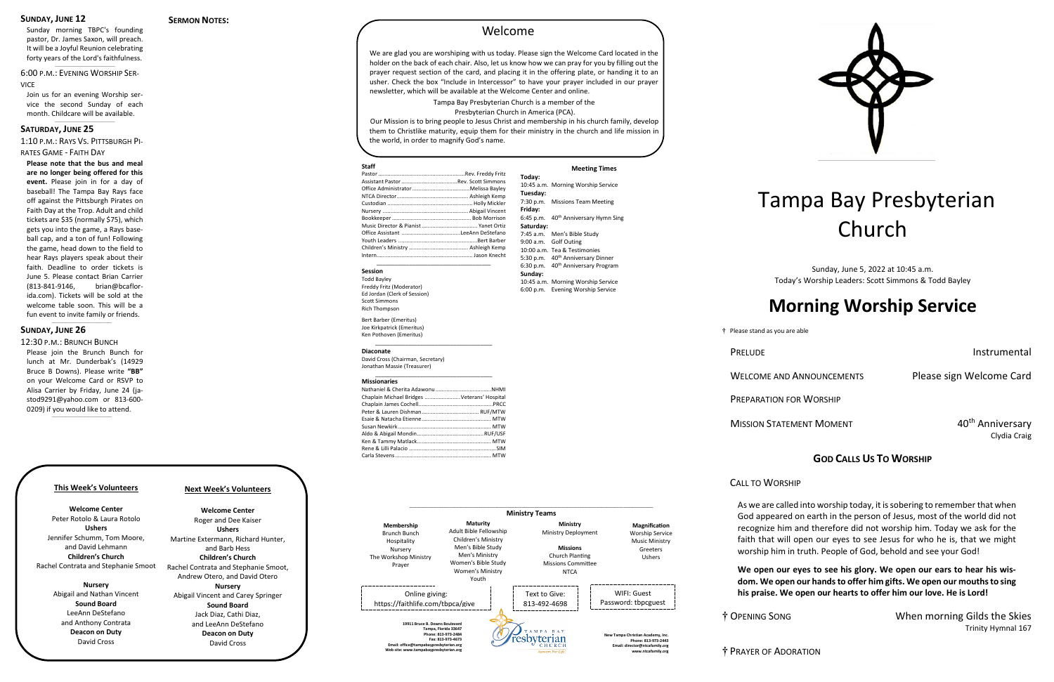## SUNDAY, JUNE 12

Sunday morning TBPC's founding pastor, Dr. James Saxon, will preach. It will be a Joyful Reunion celebrating forty years of the Lord's faithfulness.

6:00 P.M.: EVENING WORSHIP SERVICE

Join us for an evening Worship service the second Sunday of each month. Childcare will be available.

## SATURDAY, JUNE 25

1:10 P.M.: RAYS VS. PITTSBURGH PIRATES GAME - FAITH DAY

**Please note that the bus and meal are no longer being offered for this event.** Please join in for a day of baseball! The Tampa Bay Rays face off against the Pittsburgh Pirates on Faith Day at the Trop. Adult and child tickets are $35 (normally $75), which gets you into the game, a Rays baseball cap, and a ton of fun! Following the game, head down to the field to hear Rays players speak about their faith. Deadline to order tickets is June 5. Please contact Brian Carrier (813-841-9146, brian@bcaflorida.com). Tickets will be sold at the welcome table soon. This will be a fun event to invite family or friends.

## SUNDAY, JUNE 26

12:30 P.M.: BRUNCH BUNCH

Please join the Brunch Bunch for lunch at Mr. Dunderbak's (14929 Bruce B Downs). Please write **"BB"** on your Welcome Card or RSVP to Alisa Carrier by Friday, June 24 (jastod9291@yahoo.com or 813-600-0209) if you would like to attend.

**SERMON NOTES:**

### This Week's Volunteers

**Welcome Center**
Peter Rotolo & Laura Rotolo
**Ushers**
Jennifer Schumm, Tom Moore, and David Lehmann
**Children's Church**
Rachel Contrata and Stephanie Smoot

**Nursery**
Abigail and Nathan Vincent
**Sound Board**
LeeAnn DeStefano and Anthony Contrata
**Deacon on Duty**
David Cross

### Next Week's Volunteers

**Welcome Center**
Roger and Dee Kaiser
**Ushers**
Martine Extermann, Richard Hunter, and Barb Hess
**Children's Church**
Rachel Contrata and Stephanie Smoot, Andrew Otero, and David Otero
**Nursery**
Abigail Vincent and Carey Springer
**Sound Board**
Jack Diaz, Cathi Diaz, and LeeAnn DeStefano
**Deacon on Duty**
David Cross

# Welcome

We are glad you are worshiping with us today. Please sign the Welcome Card located in the holder on the back of each chair. Also, let us know how we can pray for you by filling out the prayer request section of the card, and placing it in the offering plate, or handing it to an usher. Check the box "Include in Intercessor" to have your prayer included in our prayer newsletter, which will be available at the Welcome Center and online.

Tampa Bay Presbyterian Church is a member of the Presbyterian Church in America (PCA).

Our Mission is to bring people to Jesus Christ and membership in his church family, develop them to Christlike maturity, equip them for their ministry in the church and life mission in the world, in order to magnify God's name.

**Staff**

| | |
|---|---|
| Pastor | Rev. Freddy Fritz |
| Assistant Pastor | Rev. Scott Simmons |
| Office Administrator | Melissa Bayley |
| NTCA Director | Ashleigh Kemp |
| Custodian | Holly Mickler |
| Nursery | Abigail Vincent |
| Bookkeeper | Bob Morrison |
| Music Director & Pianist | Yanet Ortiz |
| Office Assistant | LeeAnn DeStefano |
| Youth Leaders | Bert Barber |
| Children's Ministry | Ashleigh Kemp |
| Intern | Jason Knecht |

**Session**
Todd Bayley
Freddy Fritz (Moderator)
Ed Jordan (Clerk of Session)
Scott Simmons
Rich Thompson

Bert Barber (Emeritus)
Joe Kirkpatrick (Emeritus)
Ken Pothoven (Emeritus)

**Diaconate**
David Cross (Chairman, Secretary)
Jonathan Massie (Treasurer)

**Missionaries**

| | |
|---|---|
| Nathaniel & Cherita Adawonu | NHMI |
| Chaplain Michael Bridges | Veterans' Hospital |
| Chaplain James Cochell | PRCC |
| Peter & Lauren Dishman | RUF/MTW |
| Esaie & Natacha Etienne | MTW |
| Susan Newkirk | MTW |
| Aldo & Abigail Mondin | RUF/USF |
| Ken & Tammy Matlack | MTW |
| Rene & Lilli Palacio | SIM |
| Carla Stevens | MTW |

**Meeting Times**

**Today:**
10:45 a.m. Morning Worship Service
**Tuesday:**
7:30 p.m. Missions Team Meeting
**Friday:**
6:45 p.m. 40th Anniversary Hymn Sing
**Saturday:**
7:45 a.m. Men's Bible Study
9:00 a.m. Golf Outing
10:00 a.m. Tea & Testimonies
5:30 p.m. 40th Anniversary Dinner
6:30 p.m. 40th Anniversary Program
**Sunday:**
10:45 a.m. Morning Worship Service
6:00 p.m. Evening Worship Service

**Ministry Teams**

| Membership | Maturity | Ministry | Magnification |
|---|---|---|---|
| Brunch Bunch | Adult Bible Fellowship | Ministry Deployment | Worship Service |
| Hospitality | Children's Ministry | | Music Ministry |
| Nursery | Men's Bible Study | **Missions** | Greeters |
| The Workshop Ministry | Men's Ministry | Church Planting | Ushers |
| Prayer | Women's Bible Study | Missions Committee | |
| | Women's Ministry | NTCA | |
| | Youth | | |

Online giving: https://faithlife.com/tbpca/give

Text to Give: 813-492-4698

WIFI: Guest
Password: tbpcguest

19911 Bruce B. Downs Boulevard
Tampa, Florida 33647
Phone: 813-973-2484
Fax: 813-973-4673
Email: office@tampabaypresbyterian.org
Web site: www.tampabaypresbyterian.org

Tampa Bay Presbyterian Church — Jesus For Life

New Tampa Christian Academy, Inc.
Phone: 813-973-2443
Email: director@ntcafamily.org
www.ntcafamily.org

# Tampa Bay Presbyterian Church

Sunday, June 5, 2022 at 10:45 a.m.
Today's Worship Leaders: Scott Simmons & Todd Bayley

# Morning Worship Service

† Please stand as you are able

| | |
|---|---|
| PRELUDE | Instrumental |
| WELCOME AND ANNOUNCEMENTS | Please sign Welcome Card |
| PREPARATION FOR WORSHIP | |
| MISSION STATEMENT MOMENT | 40th Anniversary<br>Clydia Craig |

## GOD CALLS US TO WORSHIP

CALL TO WORSHIP

As we are called into worship today, it is sobering to remember that when God appeared on earth in the person of Jesus, most of the world did not recognize him and therefore did not worship him. Today we ask for the faith that will open our eyes to see Jesus for who he is, that we might worship him in truth. People of God, behold and see your God!

**We open our eyes to see his glory. We open our ears to hear his wisdom. We open our hands to offer him gifts. We open our mouths to sing his praise. We open our hearts to offer him our love. He is Lord!**

† OPENING SONG — When morning Gilds the Skies
Trinity Hymnal 167

† PRAYER OF ADORATION